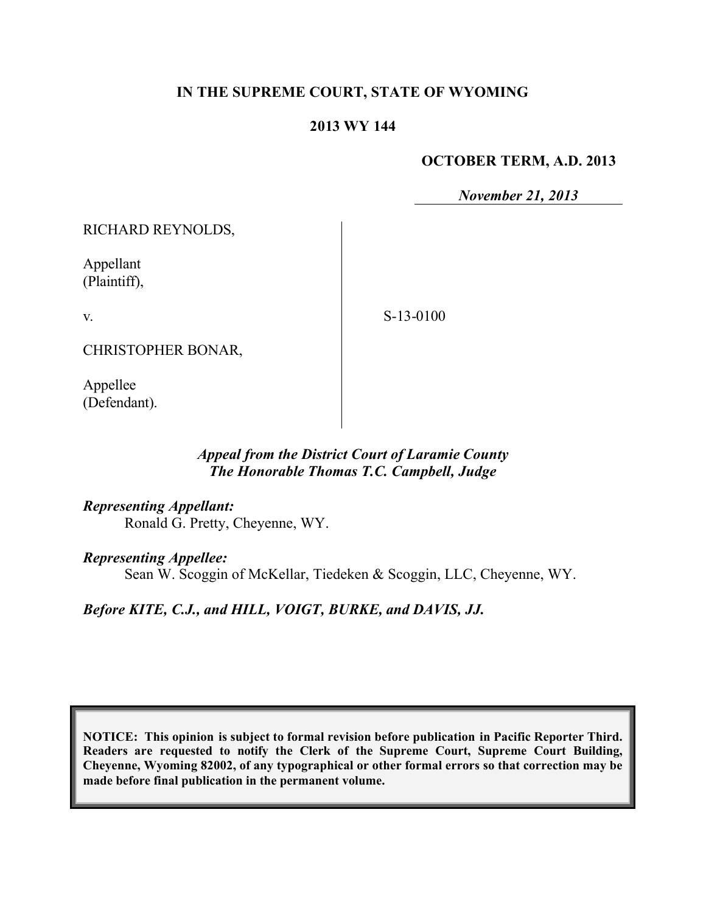**IN THE SUPREME COURT, STATE OF WYOMING**

**2013 WY 144**

**OCTOBER TERM, A.D. 2013**

*November 21, 2013*

RICHARD REYNOLDS,

Appellant
(Plaintiff),

v.

CHRISTOPHER BONAR,

Appellee
(Defendant).

S-13-0100

*Appeal from the District Court of Laramie County*
*The Honorable Thomas T.C. Campbell, Judge*

***Representing Appellant:***
Ronald G. Pretty, Cheyenne, WY.

***Representing Appellee:***
Sean W. Scoggin of McKellar, Tiedeken & Scoggin, LLC, Cheyenne, WY.

***Before KITE, C.J., and HILL, VOIGT, BURKE, and DAVIS, JJ.***

**NOTICE: This opinion is subject to formal revision before publication in Pacific Reporter Third. Readers are requested to notify the Clerk of the Supreme Court, Supreme Court Building, Cheyenne, Wyoming 82002, of any typographical or other formal errors so that correction may be made before final publication in the permanent volume.**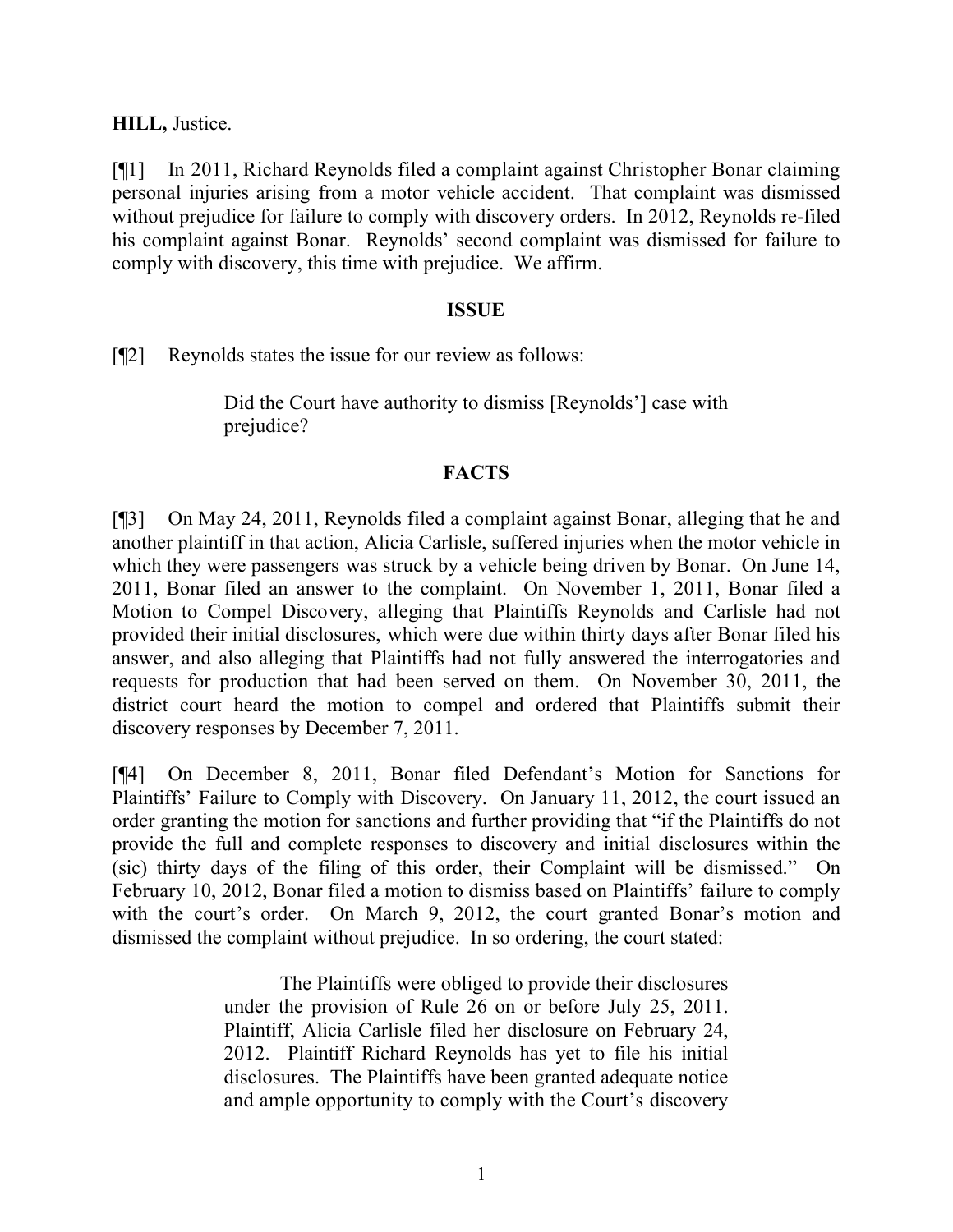**HILL,** Justice.

[¶1] In 2011, Richard Reynolds filed a complaint against Christopher Bonar claiming personal injuries arising from a motor vehicle accident. That complaint was dismissed without prejudice for failure to comply with discovery orders. In 2012, Reynolds re-filed his complaint against Bonar. Reynolds' second complaint was dismissed for failure to comply with discovery, this time with prejudice. We affirm.

## ISSUE

[¶2] Reynolds states the issue for our review as follows:

> Did the Court have authority to dismiss [Reynolds'] case with prejudice?

## FACTS

[¶3] On May 24, 2011, Reynolds filed a complaint against Bonar, alleging that he and another plaintiff in that action, Alicia Carlisle, suffered injuries when the motor vehicle in which they were passengers was struck by a vehicle being driven by Bonar. On June 14, 2011, Bonar filed an answer to the complaint. On November 1, 2011, Bonar filed a Motion to Compel Discovery, alleging that Plaintiffs Reynolds and Carlisle had not provided their initial disclosures, which were due within thirty days after Bonar filed his answer, and also alleging that Plaintiffs had not fully answered the interrogatories and requests for production that had been served on them. On November 30, 2011, the district court heard the motion to compel and ordered that Plaintiffs submit their discovery responses by December 7, 2011.

[¶4] On December 8, 2011, Bonar filed Defendant's Motion for Sanctions for Plaintiffs' Failure to Comply with Discovery. On January 11, 2012, the court issued an order granting the motion for sanctions and further providing that "if the Plaintiffs do not provide the full and complete responses to discovery and initial disclosures within the (sic) thirty days of the filing of this order, their Complaint will be dismissed." On February 10, 2012, Bonar filed a motion to dismiss based on Plaintiffs' failure to comply with the court's order. On March 9, 2012, the court granted Bonar's motion and dismissed the complaint without prejudice. In so ordering, the court stated:

> The Plaintiffs were obliged to provide their disclosures under the provision of Rule 26 on or before July 25, 2011. Plaintiff, Alicia Carlisle filed her disclosure on February 24, 2012. Plaintiff Richard Reynolds has yet to file his initial disclosures. The Plaintiffs have been granted adequate notice and ample opportunity to comply with the Court's discovery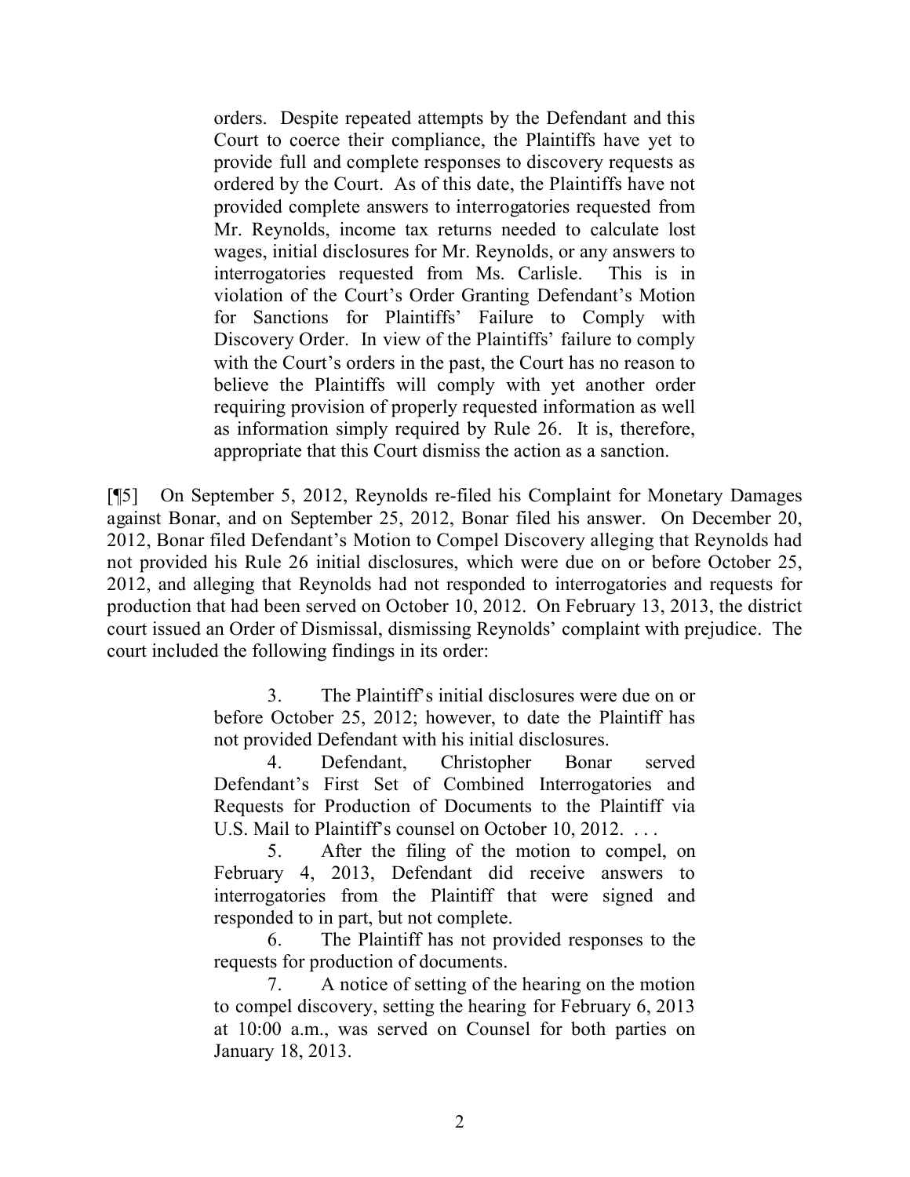> orders. Despite repeated attempts by the Defendant and this Court to coerce their compliance, the Plaintiffs have yet to provide full and complete responses to discovery requests as ordered by the Court. As of this date, the Plaintiffs have not provided complete answers to interrogatories requested from Mr. Reynolds, income tax returns needed to calculate lost wages, initial disclosures for Mr. Reynolds, or any answers to interrogatories requested from Ms. Carlisle. This is in violation of the Court's Order Granting Defendant's Motion for Sanctions for Plaintiffs' Failure to Comply with Discovery Order. In view of the Plaintiffs' failure to comply with the Court's orders in the past, the Court has no reason to believe the Plaintiffs will comply with yet another order requiring provision of properly requested information as well as information simply required by Rule 26. It is, therefore, appropriate that this Court dismiss the action as a sanction.

[¶5] On September 5, 2012, Reynolds re-filed his Complaint for Monetary Damages against Bonar, and on September 25, 2012, Bonar filed his answer. On December 20, 2012, Bonar filed Defendant's Motion to Compel Discovery alleging that Reynolds had not provided his Rule 26 initial disclosures, which were due on or before October 25, 2012, and alleging that Reynolds had not responded to interrogatories and requests for production that had been served on October 10, 2012. On February 13, 2013, the district court issued an Order of Dismissal, dismissing Reynolds' complaint with prejudice. The court included the following findings in its order:

> 3. The Plaintiff's initial disclosures were due on or before October 25, 2012; however, to date the Plaintiff has not provided Defendant with his initial disclosures.
>
> 4. Defendant, Christopher Bonar served Defendant's First Set of Combined Interrogatories and Requests for Production of Documents to the Plaintiff via U.S. Mail to Plaintiff's counsel on October 10, 2012. . . .
>
> 5. After the filing of the motion to compel, on February 4, 2013, Defendant did receive answers to interrogatories from the Plaintiff that were signed and responded to in part, but not complete.
>
> 6. The Plaintiff has not provided responses to the requests for production of documents.
>
> 7. A notice of setting of the hearing on the motion to compel discovery, setting the hearing for February 6, 2013 at 10:00 a.m., was served on Counsel for both parties on January 18, 2013.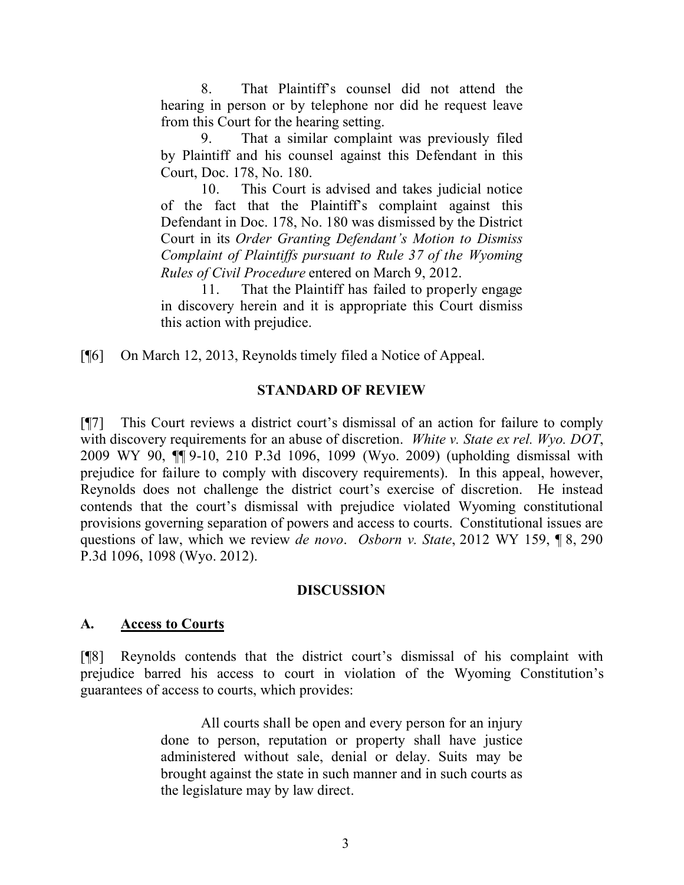> 8. That Plaintiff's counsel did not attend the hearing in person or by telephone nor did he request leave from this Court for the hearing setting.
>
> 9. That a similar complaint was previously filed by Plaintiff and his counsel against this Defendant in this Court, Doc. 178, No. 180.
>
> 10. This Court is advised and takes judicial notice of the fact that the Plaintiff's complaint against this Defendant in Doc. 178, No. 180 was dismissed by the District Court in its *Order Granting Defendant's Motion to Dismiss Complaint of Plaintiffs pursuant to Rule 37 of the Wyoming Rules of Civil Procedure* entered on March 9, 2012.
>
> 11. That the Plaintiff has failed to properly engage in discovery herein and it is appropriate this Court dismiss this action with prejudice.

[¶6] On March 12, 2013, Reynolds timely filed a Notice of Appeal.

## STANDARD OF REVIEW

[¶7] This Court reviews a district court's dismissal of an action for failure to comply with discovery requirements for an abuse of discretion. *White v. State ex rel. Wyo. DOT*, 2009 WY 90, ¶¶ 9-10, 210 P.3d 1096, 1099 (Wyo. 2009) (upholding dismissal with prejudice for failure to comply with discovery requirements). In this appeal, however, Reynolds does not challenge the district court's exercise of discretion. He instead contends that the court's dismissal with prejudice violated Wyoming constitutional provisions governing separation of powers and access to courts. Constitutional issues are questions of law, which we review *de novo*. *Osborn v. State*, 2012 WY 159, ¶ 8, 290 P.3d 1096, 1098 (Wyo. 2012).

## DISCUSSION

### A. Access to Courts

[¶8] Reynolds contends that the district court's dismissal of his complaint with prejudice barred his access to court in violation of the Wyoming Constitution's guarantees of access to courts, which provides:

> All courts shall be open and every person for an injury done to person, reputation or property shall have justice administered without sale, denial or delay. Suits may be brought against the state in such manner and in such courts as the legislature may by law direct.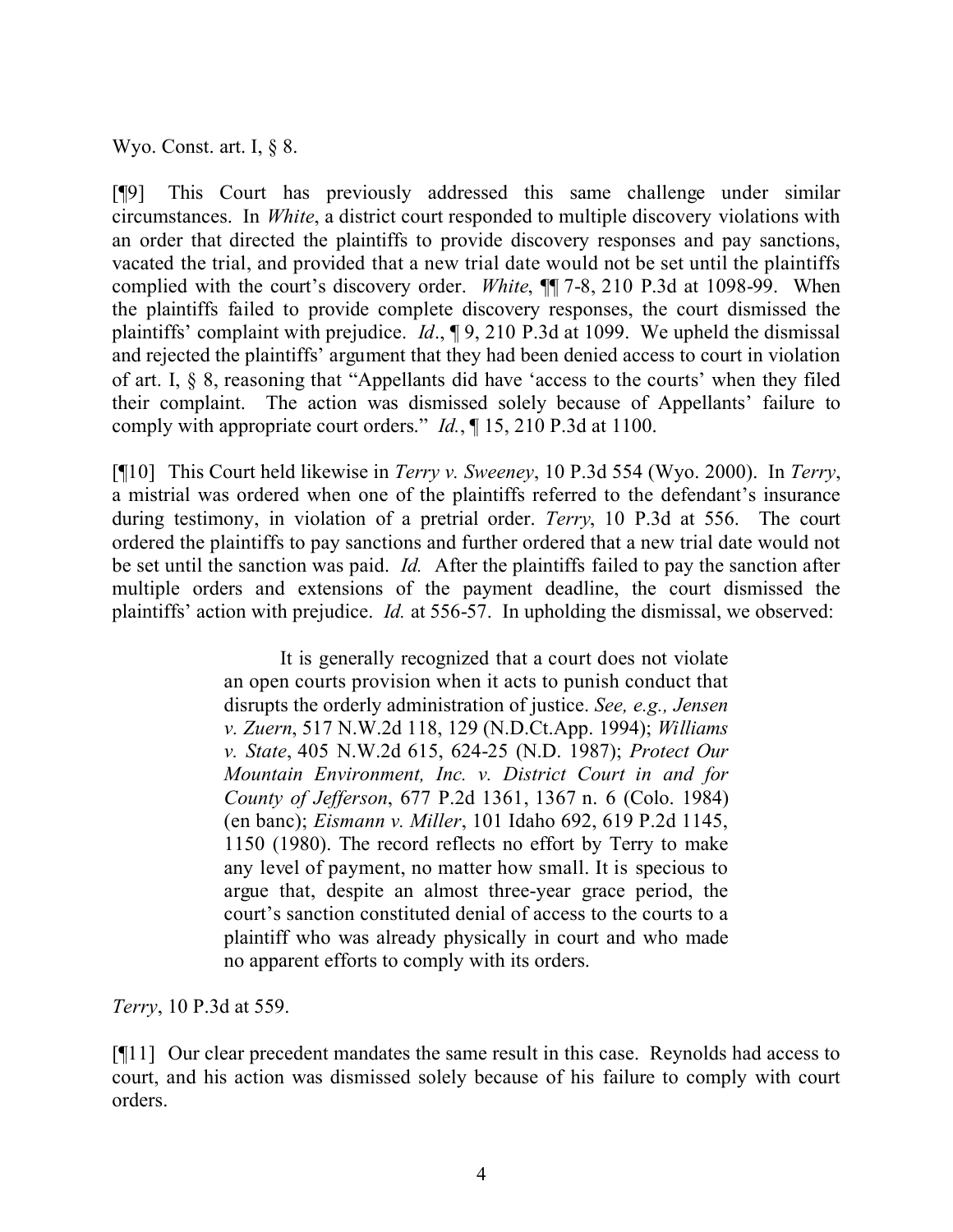Wyo. Const. art. I, § 8.

[¶9] This Court has previously addressed this same challenge under similar circumstances. In *White*, a district court responded to multiple discovery violations with an order that directed the plaintiffs to provide discovery responses and pay sanctions, vacated the trial, and provided that a new trial date would not be set until the plaintiffs complied with the court's discovery order. *White*, ¶¶ 7-8, 210 P.3d at 1098-99. When the plaintiffs failed to provide complete discovery responses, the court dismissed the plaintiffs' complaint with prejudice. *Id*., ¶ 9, 210 P.3d at 1099. We upheld the dismissal and rejected the plaintiffs' argument that they had been denied access to court in violation of art. I, § 8, reasoning that "Appellants did have 'access to the courts' when they filed their complaint. The action was dismissed solely because of Appellants' failure to comply with appropriate court orders." *Id.*, ¶ 15, 210 P.3d at 1100.

[¶10] This Court held likewise in *Terry v. Sweeney*, 10 P.3d 554 (Wyo. 2000). In *Terry*, a mistrial was ordered when one of the plaintiffs referred to the defendant's insurance during testimony, in violation of a pretrial order. *Terry*, 10 P.3d at 556. The court ordered the plaintiffs to pay sanctions and further ordered that a new trial date would not be set until the sanction was paid. *Id.* After the plaintiffs failed to pay the sanction after multiple orders and extensions of the payment deadline, the court dismissed the plaintiffs' action with prejudice. *Id.* at 556-57. In upholding the dismissal, we observed:

> It is generally recognized that a court does not violate an open courts provision when it acts to punish conduct that disrupts the orderly administration of justice. *See, e.g., Jensen v. Zuern*, 517 N.W.2d 118, 129 (N.D.Ct.App. 1994); *Williams v. State*, 405 N.W.2d 615, 624-25 (N.D. 1987); *Protect Our Mountain Environment, Inc. v. District Court in and for County of Jefferson*, 677 P.2d 1361, 1367 n. 6 (Colo. 1984) (en banc); *Eismann v. Miller*, 101 Idaho 692, 619 P.2d 1145, 1150 (1980). The record reflects no effort by Terry to make any level of payment, no matter how small. It is specious to argue that, despite an almost three-year grace period, the court's sanction constituted denial of access to the courts to a plaintiff who was already physically in court and who made no apparent efforts to comply with its orders.

*Terry*, 10 P.3d at 559.

[¶11] Our clear precedent mandates the same result in this case. Reynolds had access to court, and his action was dismissed solely because of his failure to comply with court orders.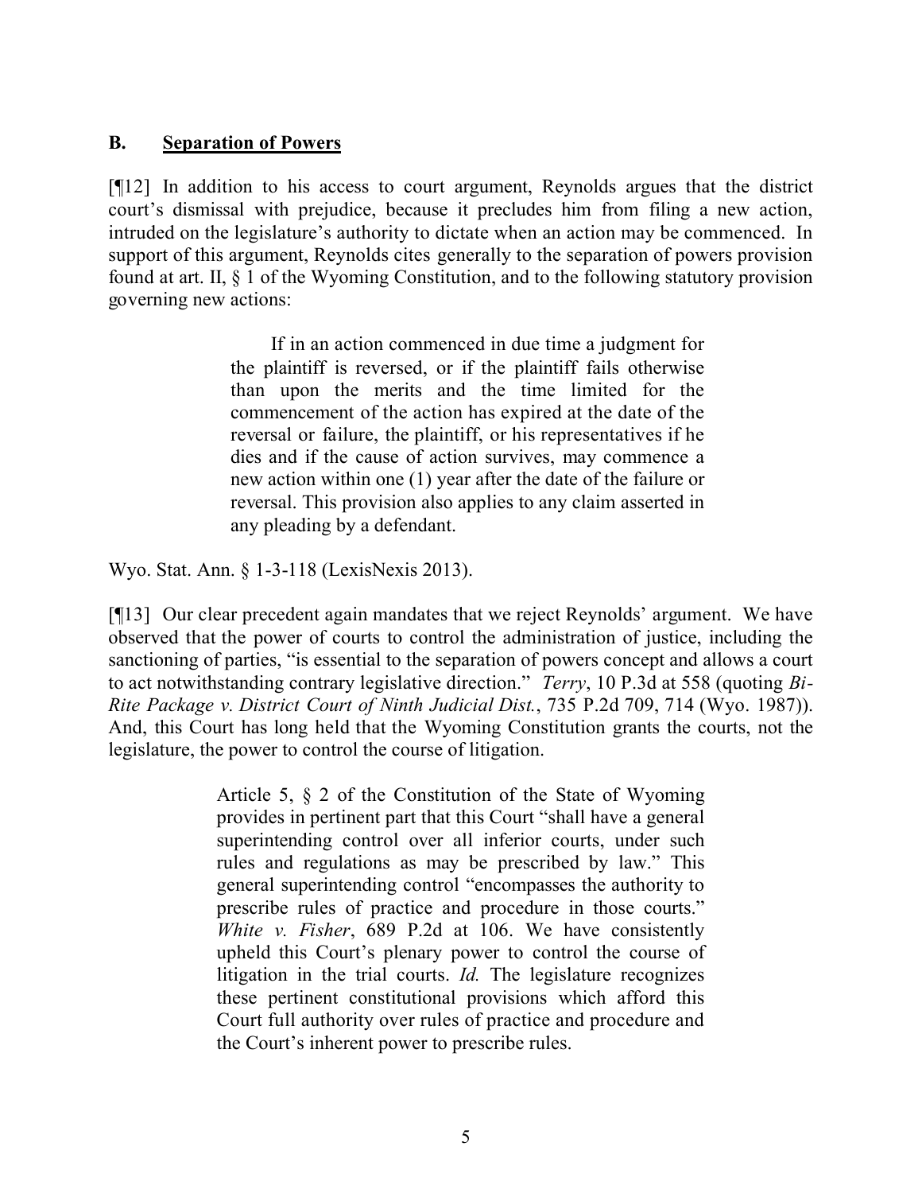## B. Separation of Powers

[¶12] In addition to his access to court argument, Reynolds argues that the district court's dismissal with prejudice, because it precludes him from filing a new action, intruded on the legislature's authority to dictate when an action may be commenced. In support of this argument, Reynolds cites generally to the separation of powers provision found at art. II, § 1 of the Wyoming Constitution, and to the following statutory provision governing new actions:

> If in an action commenced in due time a judgment for the plaintiff is reversed, or if the plaintiff fails otherwise than upon the merits and the time limited for the commencement of the action has expired at the date of the reversal or failure, the plaintiff, or his representatives if he dies and if the cause of action survives, may commence a new action within one (1) year after the date of the failure or reversal. This provision also applies to any claim asserted in any pleading by a defendant.

Wyo. Stat. Ann. § 1-3-118 (LexisNexis 2013).

[¶13] Our clear precedent again mandates that we reject Reynolds' argument. We have observed that the power of courts to control the administration of justice, including the sanctioning of parties, "is essential to the separation of powers concept and allows a court to act notwithstanding contrary legislative direction." *Terry*, 10 P.3d at 558 (quoting *Bi-Rite Package v. District Court of Ninth Judicial Dist.*, 735 P.2d 709, 714 (Wyo. 1987)). And, this Court has long held that the Wyoming Constitution grants the courts, not the legislature, the power to control the course of litigation.

> Article 5, § 2 of the Constitution of the State of Wyoming provides in pertinent part that this Court "shall have a general superintending control over all inferior courts, under such rules and regulations as may be prescribed by law." This general superintending control "encompasses the authority to prescribe rules of practice and procedure in those courts." *White v. Fisher*, 689 P.2d at 106. We have consistently upheld this Court's plenary power to control the course of litigation in the trial courts. *Id.* The legislature recognizes these pertinent constitutional provisions which afford this Court full authority over rules of practice and procedure and the Court's inherent power to prescribe rules.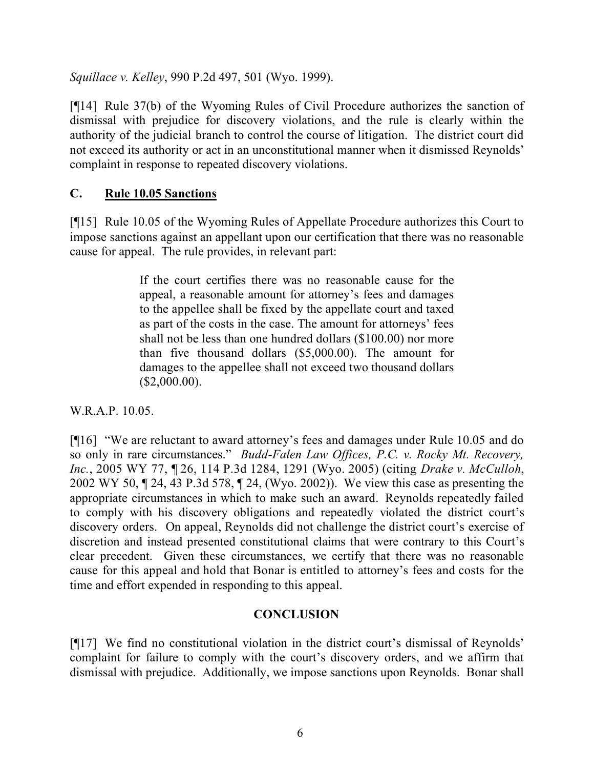*Squillace v. Kelley*, 990 P.2d 497, 501 (Wyo. 1999).

[¶14] Rule 37(b) of the Wyoming Rules of Civil Procedure authorizes the sanction of dismissal with prejudice for discovery violations, and the rule is clearly within the authority of the judicial branch to control the course of litigation. The district court did not exceed its authority or act in an unconstitutional manner when it dismissed Reynolds' complaint in response to repeated discovery violations.

## C. Rule 10.05 Sanctions

[¶15] Rule 10.05 of the Wyoming Rules of Appellate Procedure authorizes this Court to impose sanctions against an appellant upon our certification that there was no reasonable cause for appeal. The rule provides, in relevant part:

> If the court certifies there was no reasonable cause for the appeal, a reasonable amount for attorney's fees and damages to the appellee shall be fixed by the appellate court and taxed as part of the costs in the case. The amount for attorneys' fees shall not be less than one hundred dollars ($100.00) nor more than five thousand dollars ($5,000.00). The amount for damages to the appellee shall not exceed two thousand dollars ($2,000.00).

W.R.A.P. 10.05.

[¶16] "We are reluctant to award attorney's fees and damages under Rule 10.05 and do so only in rare circumstances." *Budd-Falen Law Offices, P.C. v. Rocky Mt. Recovery, Inc.*, 2005 WY 77, ¶ 26, 114 P.3d 1284, 1291 (Wyo. 2005) (citing *Drake v. McCulloh*, 2002 WY 50, ¶ 24, 43 P.3d 578, ¶ 24, (Wyo. 2002)). We view this case as presenting the appropriate circumstances in which to make such an award. Reynolds repeatedly failed to comply with his discovery obligations and repeatedly violated the district court's discovery orders. On appeal, Reynolds did not challenge the district court's exercise of discretion and instead presented constitutional claims that were contrary to this Court's clear precedent. Given these circumstances, we certify that there was no reasonable cause for this appeal and hold that Bonar is entitled to attorney's fees and costs for the time and effort expended in responding to this appeal.

## CONCLUSION

[¶17] We find no constitutional violation in the district court's dismissal of Reynolds' complaint for failure to comply with the court's discovery orders, and we affirm that dismissal with prejudice. Additionally, we impose sanctions upon Reynolds. Bonar shall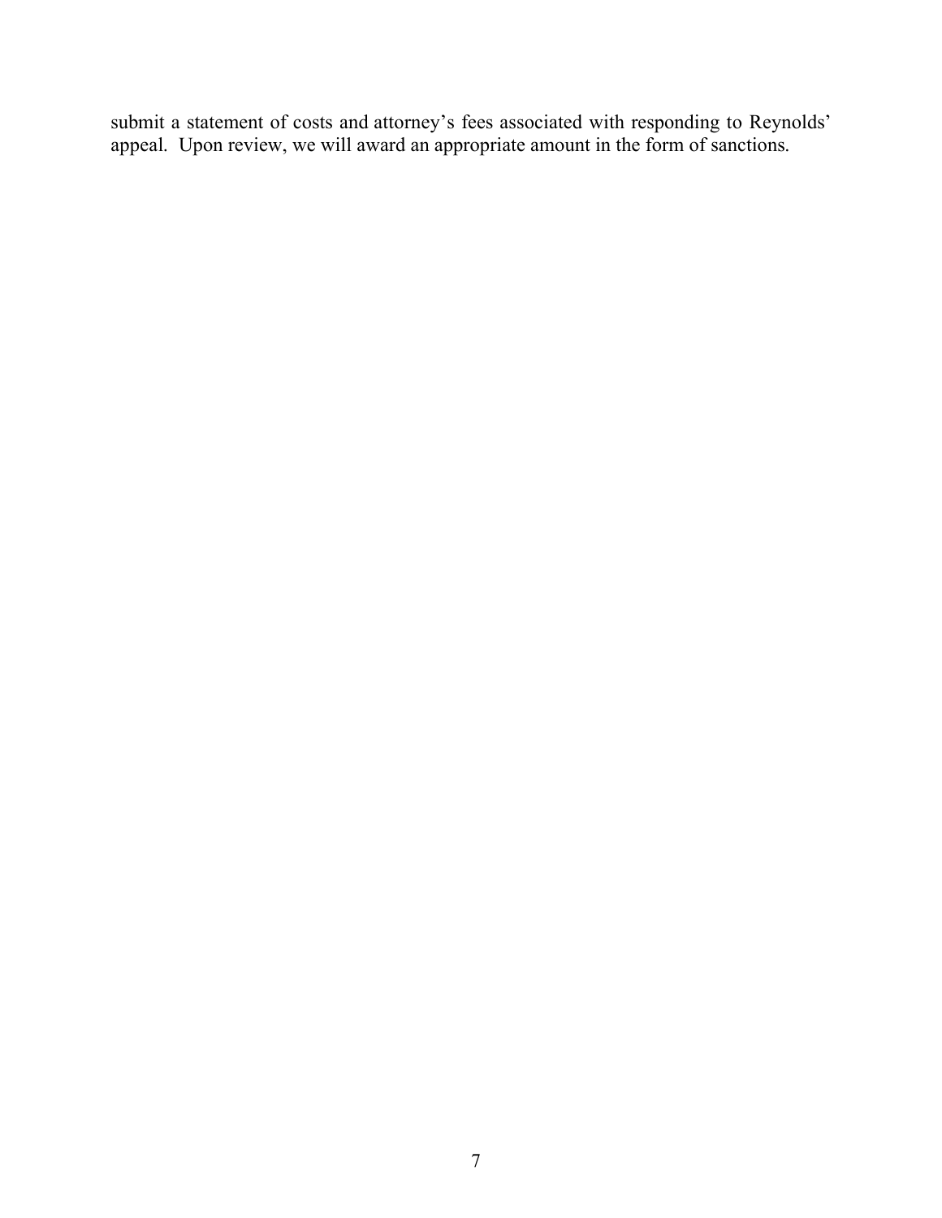submit a statement of costs and attorney's fees associated with responding to Reynolds' appeal. Upon review, we will award an appropriate amount in the form of sanctions.